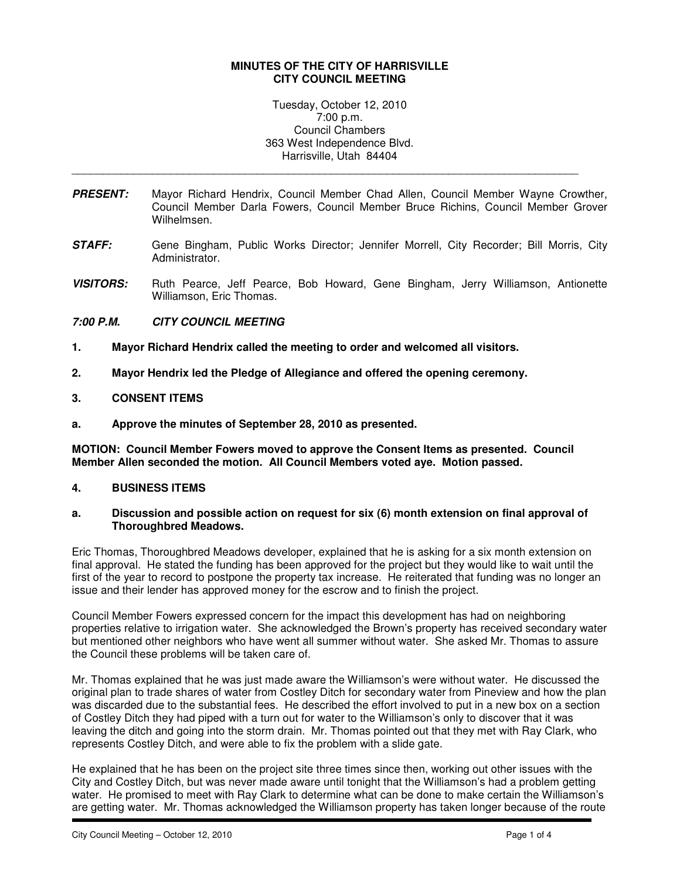**MINUTES OF THE CITY OF HARRISVILLE**
**CITY COUNCIL MEETING**

Tuesday, October 12, 2010
7:00 p.m.
Council Chambers
363 West Independence Blvd.
Harrisville, Utah 84404

---

***PRESENT:*** Mayor Richard Hendrix, Council Member Chad Allen, Council Member Wayne Crowther, Council Member Darla Fowers, Council Member Bruce Richins, Council Member Grover Wilhelmsen.

***STAFF:*** Gene Bingham, Public Works Director; Jennifer Morrell, City Recorder; Bill Morris, City Administrator.

***VISITORS:*** Ruth Pearce, Jeff Pearce, Bob Howard, Gene Bingham, Jerry Williamson, Antionette Williamson, Eric Thomas.

***7:00 P.M. CITY COUNCIL MEETING***

**1. Mayor Richard Hendrix called the meeting to order and welcomed all visitors.**

**2. Mayor Hendrix led the Pledge of Allegiance and offered the opening ceremony.**

**3. CONSENT ITEMS**

**a. Approve the minutes of September 28, 2010 as presented.**

**MOTION: Council Member Fowers moved to approve the Consent Items as presented. Council Member Allen seconded the motion. All Council Members voted aye. Motion passed.**

**4. BUSINESS ITEMS**

**a. Discussion and possible action on request for six (6) month extension on final approval of Thoroughbred Meadows.**

Eric Thomas, Thoroughbred Meadows developer, explained that he is asking for a six month extension on final approval. He stated the funding has been approved for the project but they would like to wait until the first of the year to record to postpone the property tax increase. He reiterated that funding was no longer an issue and their lender has approved money for the escrow and to finish the project.

Council Member Fowers expressed concern for the impact this development has had on neighboring properties relative to irrigation water. She acknowledged the Brown's property has received secondary water but mentioned other neighbors who have went all summer without water. She asked Mr. Thomas to assure the Council these problems will be taken care of.

Mr. Thomas explained that he was just made aware the Williamson's were without water. He discussed the original plan to trade shares of water from Costley Ditch for secondary water from Pineview and how the plan was discarded due to the substantial fees. He described the effort involved to put in a new box on a section of Costley Ditch they had piped with a turn out for water to the Williamson's only to discover that it was leaving the ditch and going into the storm drain. Mr. Thomas pointed out that they met with Ray Clark, who represents Costley Ditch, and were able to fix the problem with a slide gate.

He explained that he has been on the project site three times since then, working out other issues with the City and Costley Ditch, but was never made aware until tonight that the Williamson's had a problem getting water. He promised to meet with Ray Clark to determine what can be done to make certain the Williamson's are getting water. Mr. Thomas acknowledged the Williamson property has taken longer because of the route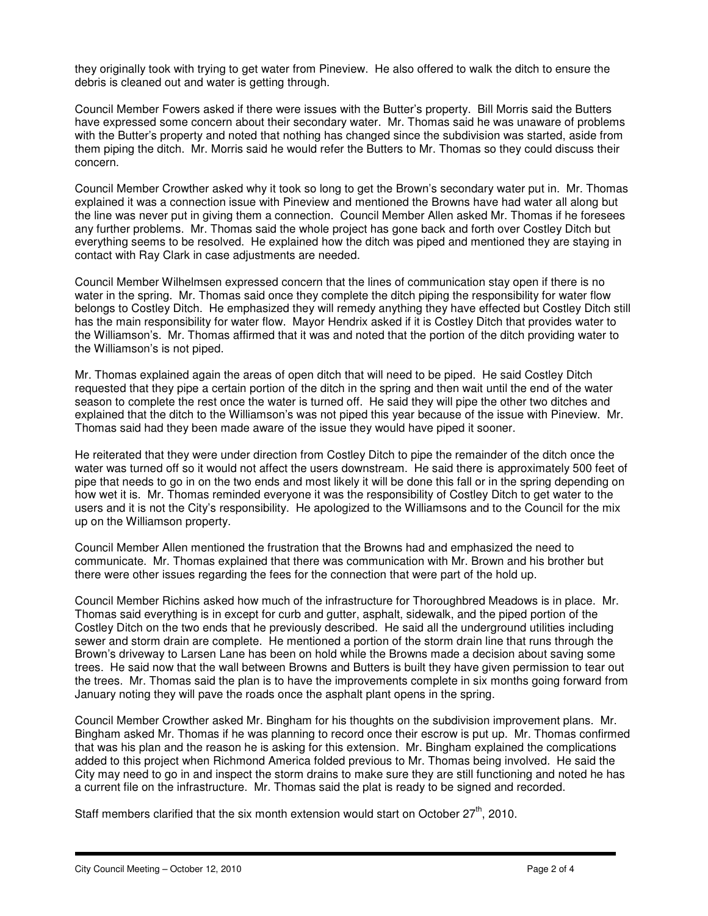they originally took with trying to get water from Pineview. He also offered to walk the ditch to ensure the debris is cleaned out and water is getting through.

Council Member Fowers asked if there were issues with the Butter's property. Bill Morris said the Butters have expressed some concern about their secondary water. Mr. Thomas said he was unaware of problems with the Butter's property and noted that nothing has changed since the subdivision was started, aside from them piping the ditch. Mr. Morris said he would refer the Butters to Mr. Thomas so they could discuss their concern.

Council Member Crowther asked why it took so long to get the Brown's secondary water put in. Mr. Thomas explained it was a connection issue with Pineview and mentioned the Browns have had water all along but the line was never put in giving them a connection. Council Member Allen asked Mr. Thomas if he foresees any further problems. Mr. Thomas said the whole project has gone back and forth over Costley Ditch but everything seems to be resolved. He explained how the ditch was piped and mentioned they are staying in contact with Ray Clark in case adjustments are needed.

Council Member Wilhelmsen expressed concern that the lines of communication stay open if there is no water in the spring. Mr. Thomas said once they complete the ditch piping the responsibility for water flow belongs to Costley Ditch. He emphasized they will remedy anything they have effected but Costley Ditch still has the main responsibility for water flow. Mayor Hendrix asked if it is Costley Ditch that provides water to the Williamson's. Mr. Thomas affirmed that it was and noted that the portion of the ditch providing water to the Williamson's is not piped.

Mr. Thomas explained again the areas of open ditch that will need to be piped. He said Costley Ditch requested that they pipe a certain portion of the ditch in the spring and then wait until the end of the water season to complete the rest once the water is turned off. He said they will pipe the other two ditches and explained that the ditch to the Williamson's was not piped this year because of the issue with Pineview. Mr. Thomas said had they been made aware of the issue they would have piped it sooner.

He reiterated that they were under direction from Costley Ditch to pipe the remainder of the ditch once the water was turned off so it would not affect the users downstream. He said there is approximately 500 feet of pipe that needs to go in on the two ends and most likely it will be done this fall or in the spring depending on how wet it is. Mr. Thomas reminded everyone it was the responsibility of Costley Ditch to get water to the users and it is not the City's responsibility. He apologized to the Williamsons and to the Council for the mix up on the Williamson property.

Council Member Allen mentioned the frustration that the Browns had and emphasized the need to communicate. Mr. Thomas explained that there was communication with Mr. Brown and his brother but there were other issues regarding the fees for the connection that were part of the hold up.

Council Member Richins asked how much of the infrastructure for Thoroughbred Meadows is in place. Mr. Thomas said everything is in except for curb and gutter, asphalt, sidewalk, and the piped portion of the Costley Ditch on the two ends that he previously described. He said all the underground utilities including sewer and storm drain are complete. He mentioned a portion of the storm drain line that runs through the Brown's driveway to Larsen Lane has been on hold while the Browns made a decision about saving some trees. He said now that the wall between Browns and Butters is built they have given permission to tear out the trees. Mr. Thomas said the plan is to have the improvements complete in six months going forward from January noting they will pave the roads once the asphalt plant opens in the spring.

Council Member Crowther asked Mr. Bingham for his thoughts on the subdivision improvement plans. Mr. Bingham asked Mr. Thomas if he was planning to record once their escrow is put up. Mr. Thomas confirmed that was his plan and the reason he is asking for this extension. Mr. Bingham explained the complications added to this project when Richmond America folded previous to Mr. Thomas being involved. He said the City may need to go in and inspect the storm drains to make sure they are still functioning and noted he has a current file on the infrastructure. Mr. Thomas said the plat is ready to be signed and recorded.

Staff members clarified that the six month extension would start on October 27th, 2010.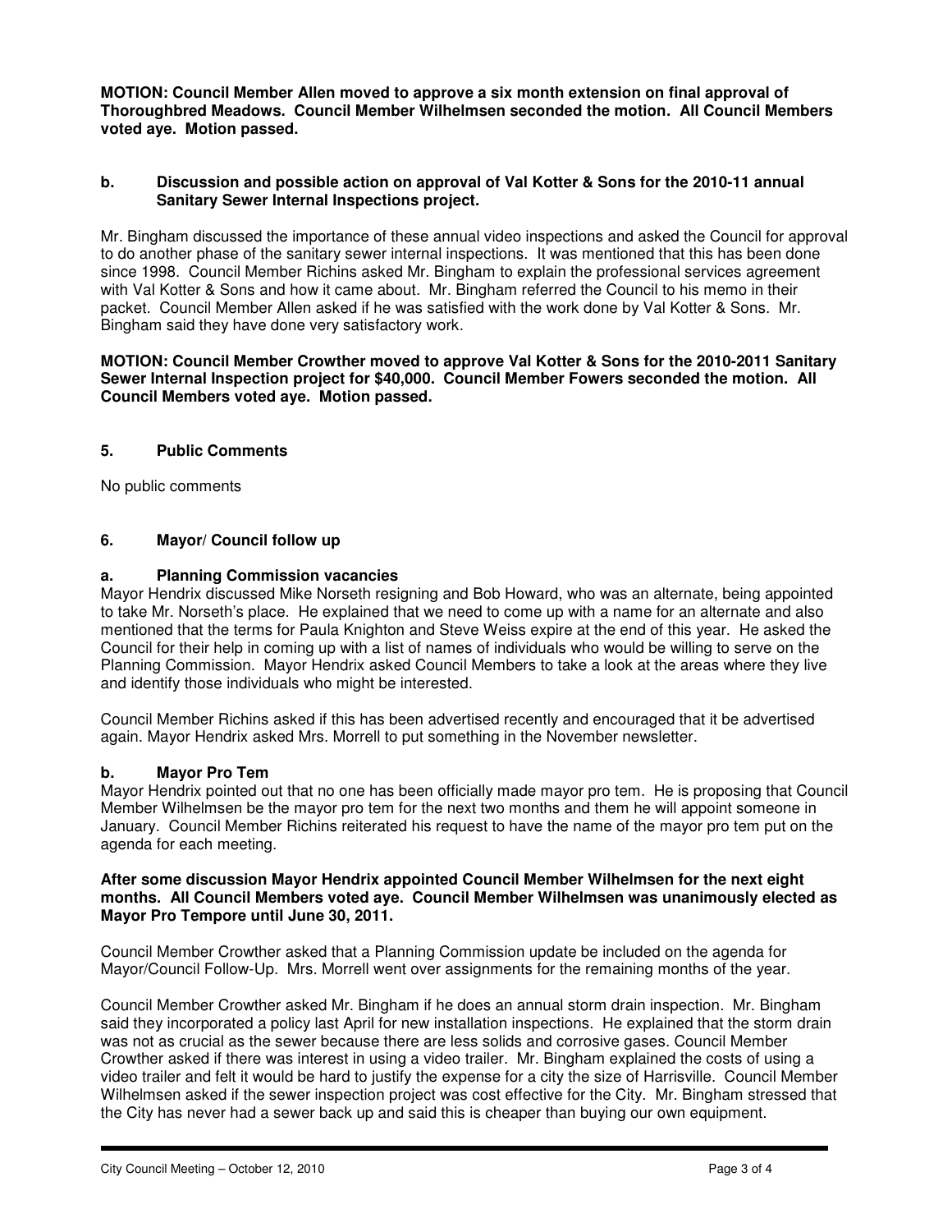**MOTION: Council Member Allen moved to approve a six month extension on final approval of Thoroughbred Meadows. Council Member Wilhelmsen seconded the motion. All Council Members voted aye. Motion passed.**

### b. Discussion and possible action on approval of Val Kotter & Sons for the 2010-11 annual Sanitary Sewer Internal Inspections project.

Mr. Bingham discussed the importance of these annual video inspections and asked the Council for approval to do another phase of the sanitary sewer internal inspections. It was mentioned that this has been done since 1998. Council Member Richins asked Mr. Bingham to explain the professional services agreement with Val Kotter & Sons and how it came about. Mr. Bingham referred the Council to his memo in their packet. Council Member Allen asked if he was satisfied with the work done by Val Kotter & Sons. Mr. Bingham said they have done very satisfactory work.

**MOTION: Council Member Crowther moved to approve Val Kotter & Sons for the 2010-2011 Sanitary Sewer Internal Inspection project for $40,000. Council Member Fowers seconded the motion. All Council Members voted aye. Motion passed.**

## 5. Public Comments

No public comments

## 6. Mayor/ Council follow up

### a. Planning Commission vacancies

Mayor Hendrix discussed Mike Norseth resigning and Bob Howard, who was an alternate, being appointed to take Mr. Norseth's place. He explained that we need to come up with a name for an alternate and also mentioned that the terms for Paula Knighton and Steve Weiss expire at the end of this year. He asked the Council for their help in coming up with a list of names of individuals who would be willing to serve on the Planning Commission. Mayor Hendrix asked Council Members to take a look at the areas where they live and identify those individuals who might be interested.

Council Member Richins asked if this has been advertised recently and encouraged that it be advertised again. Mayor Hendrix asked Mrs. Morrell to put something in the November newsletter.

### b. Mayor Pro Tem

Mayor Hendrix pointed out that no one has been officially made mayor pro tem. He is proposing that Council Member Wilhelmsen be the mayor pro tem for the next two months and them he will appoint someone in January. Council Member Richins reiterated his request to have the name of the mayor pro tem put on the agenda for each meeting.

**After some discussion Mayor Hendrix appointed Council Member Wilhelmsen for the next eight months. All Council Members voted aye. Council Member Wilhelmsen was unanimously elected as Mayor Pro Tempore until June 30, 2011.**

Council Member Crowther asked that a Planning Commission update be included on the agenda for Mayor/Council Follow-Up. Mrs. Morrell went over assignments for the remaining months of the year.

Council Member Crowther asked Mr. Bingham if he does an annual storm drain inspection. Mr. Bingham said they incorporated a policy last April for new installation inspections. He explained that the storm drain was not as crucial as the sewer because there are less solids and corrosive gases. Council Member Crowther asked if there was interest in using a video trailer. Mr. Bingham explained the costs of using a video trailer and felt it would be hard to justify the expense for a city the size of Harrisville. Council Member Wilhelmsen asked if the sewer inspection project was cost effective for the City. Mr. Bingham stressed that the City has never had a sewer back up and said this is cheaper than buying our own equipment.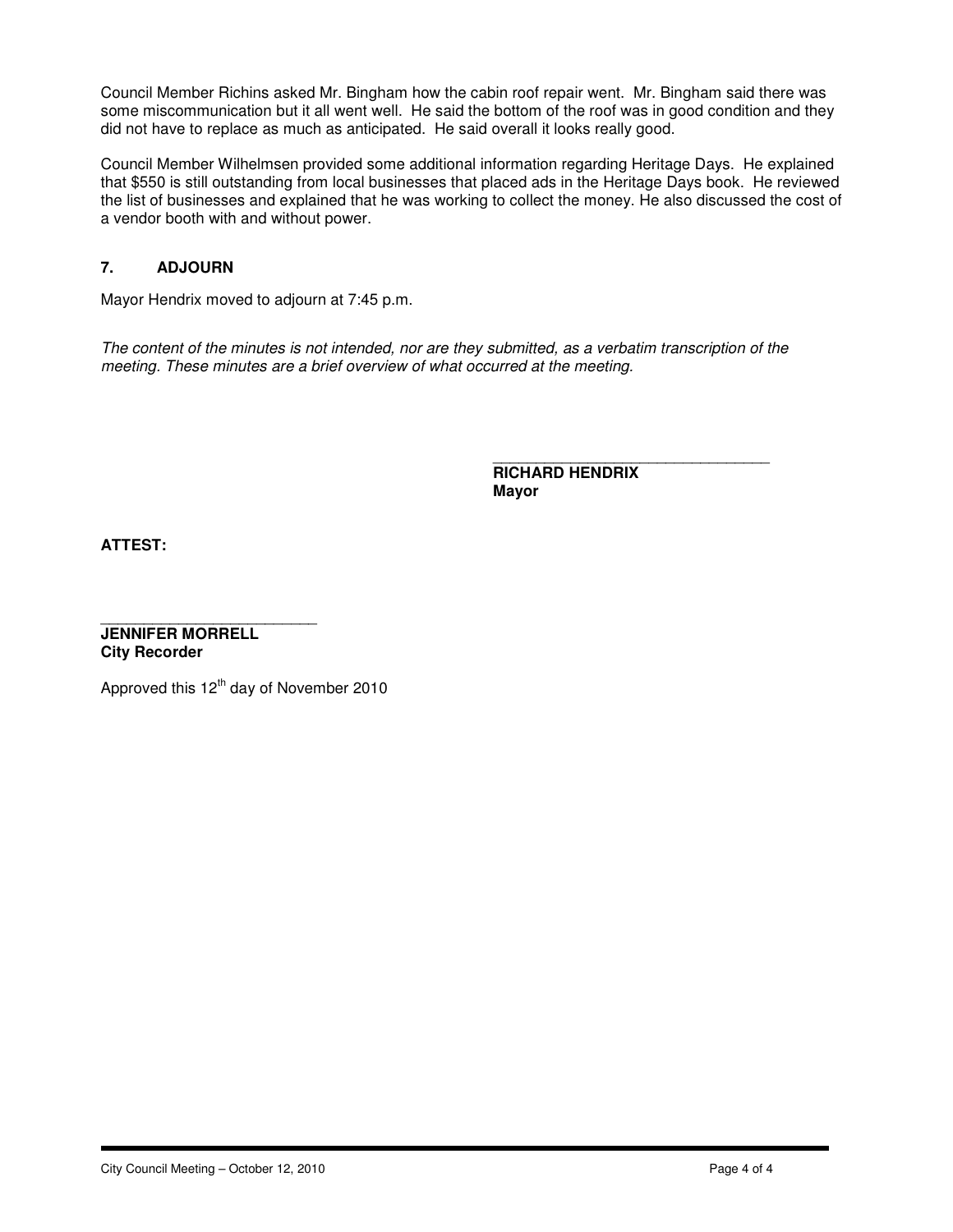Council Member Richins asked Mr. Bingham how the cabin roof repair went. Mr. Bingham said there was some miscommunication but it all went well. He said the bottom of the roof was in good condition and they did not have to replace as much as anticipated. He said overall it looks really good.

Council Member Wilhelmsen provided some additional information regarding Heritage Days. He explained that $550 is still outstanding from local businesses that placed ads in the Heritage Days book. He reviewed the list of businesses and explained that he was working to collect the money. He also discussed the cost of a vendor booth with and without power.

## 7. ADJOURN

Mayor Hendrix moved to adjourn at 7:45 p.m.

*The content of the minutes is not intended, nor are they submitted, as a verbatim transcription of the meeting. These minutes are a brief overview of what occurred at the meeting.*

_________________________________
**RICHARD HENDRIX**
**Mayor**

**ATTEST:**

_________________________
**JENNIFER MORRELL**
**City Recorder**

Approved this 12th day of November 2010